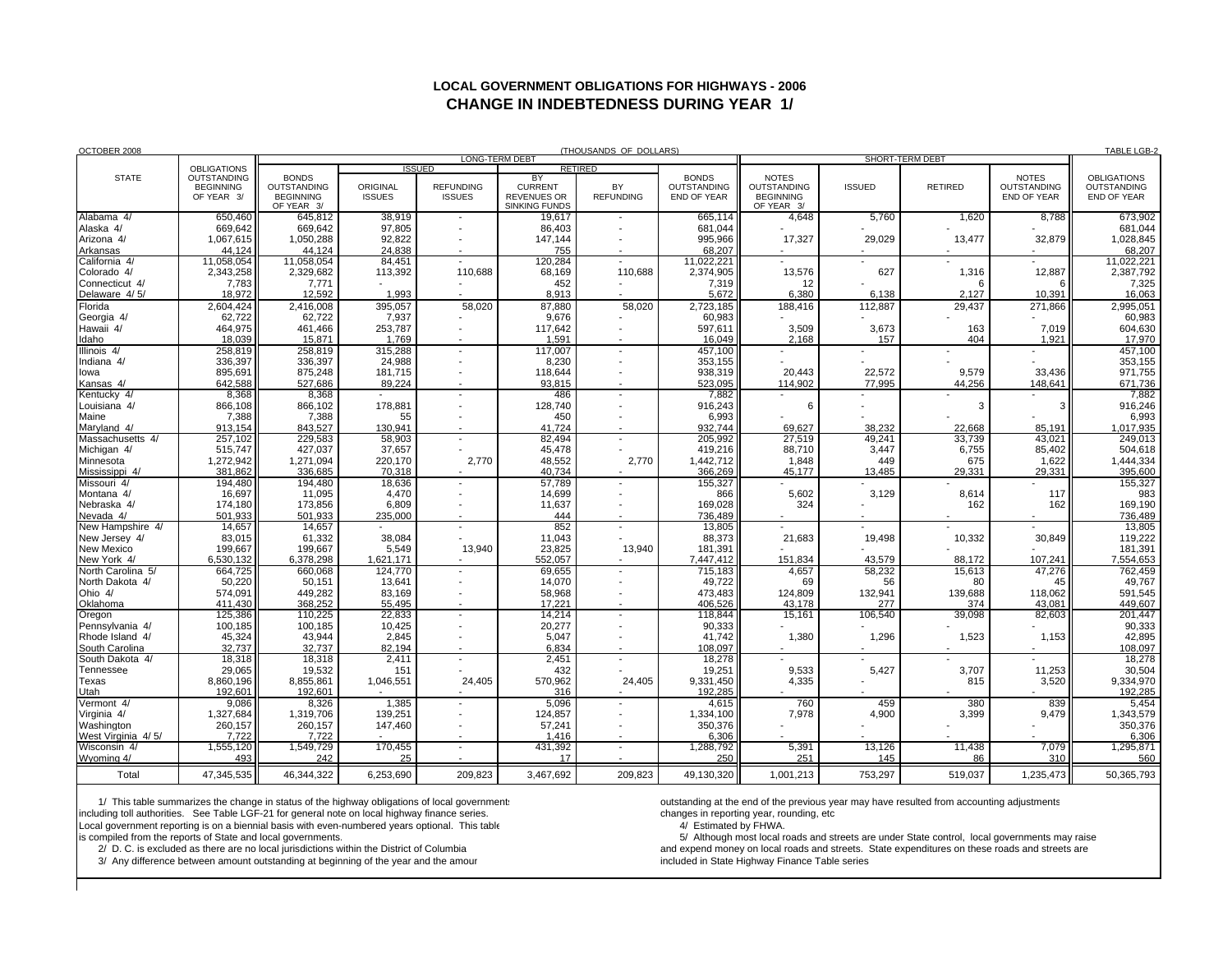## LOCAL GOVERNMENT OBLIGATIONS FOR HIGHWAYS - 2006
## CHANGE IN INDEBTEDNESS DURING YEAR 1/

OCTOBER 2008 (THOUSANDS OF DOLLARS) TABLE LGB-2

| STATE | OBLIGATIONS OUTSTANDING BEGINNING OF YEAR 3/ | LONG-TERM DEBT | | | | | | SHORT-TERM DEBT | | | | OBLIGATIONS OUTSTANDING END OF YEAR |
|---|---|---|---|---|---|---|---|---|---|---|---|---|
| | | BONDS OUTSTANDING BEGINNING OF YEAR 3/ | ISSUED | | RETIRED | | BONDS OUTSTANDING END OF YEAR | NOTES OUTSTANDING BEGINNING OF YEAR 3/ | ISSUED | RETIRED | NOTES OUTSTANDING END OF YEAR | |
| | | | ORIGINAL ISSUES | REFUNDING ISSUES | BY CURRENT REVENUES OR SINKING FUNDS | BY REFUNDING | | | | | | |
| Alabama 4/ | 650,460 | 645,812 | 38,919 | - | 19,617 | - | 665,114 | 4,648 | 5,760 | 1,620 | 8,788 | 673,902 |
| Alaska 4/ | 669,642 | 669,642 | 97,805 | - | 86,403 | - | 681,044 | - | - | - | - | 681,044 |
| Arizona 4/ | 1,067,615 | 1,050,288 | 92,822 | - | 147,144 | - | 995,966 | 17,327 | 29,029 | 13,477 | 32,879 | 1,028,845 |
| Arkansas | 44,124 | 44,124 | 24,838 | - | 755 | - | 68,207 | - | - | - | - | 68,207 |
| California 4/ | 11,058,054 | 11,058,054 | 84,451 | - | 120,284 | - | 11,022,221 | - | - | - | - | 11,022,221 |
| Colorado 4/ | 2,343,258 | 2,329,682 | 113,392 | 110,688 | 68,169 | 110,688 | 2,374,905 | 13,576 | 627 | 1,316 | 12,887 | 2,387,792 |
| Connecticut 4/ | 7,783 | 7,771 | - | - | 452 | - | 7,319 | 12 | - | 6 | 6 | 7,325 |
| Delaware 4/ 5/ | 18,972 | 12,592 | 1,993 | - | 8,913 | - | 5,672 | 6,380 | 6,138 | 2,127 | 10,391 | 16,063 |
| Florida | 2,604,424 | 2,416,008 | 395,057 | 58,020 | 87,880 | 58,020 | 2,723,185 | 188,416 | 112,887 | 29,437 | 271,866 | 2,995,051 |
| Georgia 4/ | 62,722 | 62,722 | 7,937 | - | 9,676 | - | 60,983 | - | - | - | - | 60,983 |
| Hawaii 4/ | 464,975 | 461,466 | 253,787 | - | 117,642 | - | 597,611 | 3,509 | 3,673 | 163 | 7,019 | 604,630 |
| Idaho | 18,039 | 15,871 | 1,769 | - | 1,591 | - | 16,049 | 2,168 | 157 | 404 | 1,921 | 17,970 |
| Illinois 4/ | 258,819 | 258,819 | 315,288 | - | 117,007 | - | 457,100 | - | - | - | - | 457,100 |
| Indiana 4/ | 336,397 | 336,397 | 24,988 | - | 8,230 | - | 353,155 | - | - | - | - | 353,155 |
| Iowa | 895,691 | 875,248 | 181,715 | - | 118,644 | - | 938,319 | 20,443 | 22,572 | 9,579 | 33,436 | 971,755 |
| Kansas 4/ | 642,588 | 527,686 | 89,224 | - | 93,815 | - | 523,095 | 114,902 | 77,995 | 44,256 | 148,641 | 671,736 |
| Kentucky 4/ | 8,368 | 8,368 | - | - | 486 | - | 7,882 | - | - | - | - | 7,882 |
| Louisiana 4/ | 866,108 | 866,102 | 178,881 | - | 128,740 | - | 916,243 | 6 | - | 3 | 3 | 916,246 |
| Maine | 7,388 | 7,388 | 55 | - | 450 | - | 6,993 | - | - | - | - | 6,993 |
| Maryland 4/ | 913,154 | 843,527 | 130,941 | - | 41,724 | - | 932,744 | 69,627 | 38,232 | 22,668 | 85,191 | 1,017,935 |
| Massachusetts 4/ | 257,102 | 229,583 | 58,903 | - | 82,494 | - | 205,992 | 27,519 | 49,241 | 33,739 | 43,021 | 249,013 |
| Michigan 4/ | 515,747 | 427,037 | 37,657 | - | 45,478 | - | 419,216 | 88,710 | 3,447 | 6,755 | 85,402 | 504,618 |
| Minnesota | 1,272,942 | 1,271,094 | 220,170 | 2,770 | 48,552 | 2,770 | 1,442,712 | 1,848 | 449 | 675 | 1,622 | 1,444,334 |
| Mississippi 4/ | 381,862 | 336,685 | 70,318 | - | 40,734 | - | 366,269 | 45,177 | 13,485 | 29,331 | 29,331 | 395,600 |
| Missouri 4/ | 194,480 | 194,480 | 18,636 | - | 57,789 | - | 155,327 | - | - | - | - | 155,327 |
| Montana 4/ | 16,697 | 11,095 | 4,470 | - | 14,699 | - | 866 | 5,602 | 3,129 | 8,614 | 117 | 983 |
| Nebraska 4/ | 174,180 | 173,856 | 6,809 | - | 11,637 | - | 169,028 | 324 | - | 162 | 162 | 169,190 |
| Nevada 4/ | 501,933 | 501,933 | 235,000 | - | 444 | - | 736,489 | - | - | - | - | 736,489 |
| New Hampshire 4/ | 14,657 | 14,657 | - | - | 852 | - | 13,805 | - | - | - | - | 13,805 |
| New Jersey 4/ | 83,015 | 61,332 | 38,084 | - | 11,043 | - | 88,373 | 21,683 | 19,498 | 10,332 | 30,849 | 119,222 |
| New Mexico | 199,667 | 199,667 | 5,549 | 13,940 | 23,825 | 13,940 | 181,391 | - | - | - | - | 181,391 |
| New York 4/ | 6,530,132 | 6,378,298 | 1,621,171 | - | 552,057 | - | 7,447,412 | 151,834 | 43,579 | 88,172 | 107,241 | 7,554,653 |
| North Carolina 5/ | 664,725 | 660,068 | 124,770 | - | 69,655 | - | 715,183 | 4,657 | 58,232 | 15,613 | 47,276 | 762,459 |
| North Dakota 4/ | 50,220 | 50,151 | 13,641 | - | 14,070 | - | 49,722 | 69 | 56 | 80 | 45 | 49,767 |
| Ohio 4/ | 574,091 | 449,282 | 83,169 | - | 58,968 | - | 473,483 | 124,809 | 132,941 | 139,688 | 118,062 | 591,545 |
| Oklahoma | 411,430 | 368,252 | 55,495 | - | 17,221 | - | 406,526 | 43,178 | 277 | 374 | 43,081 | 449,607 |
| Oregon | 125,386 | 110,225 | 22,833 | - | 14,214 | - | 118,844 | 15,161 | 106,540 | 39,098 | 82,603 | 201,447 |
| Pennsylvania 4/ | 100,185 | 100,185 | 10,425 | - | 20,277 | - | 90,333 | - | - | - | - | 90,333 |
| Rhode Island 4/ | 45,324 | 43,944 | 2,845 | - | 5,047 | - | 41,742 | 1,380 | 1,296 | 1,523 | 1,153 | 42,895 |
| South Carolina | 32,737 | 32,737 | 82,194 | - | 6,834 | - | 108,097 | - | - | - | - | 108,097 |
| South Dakota 4/ | 18,318 | 18,318 | 2,411 | - | 2,451 | - | 18,278 | - | - | - | - | 18,278 |
| Tennessee | 29,065 | 19,532 | 151 | - | 432 | - | 19,251 | 9,533 | 5,427 | 3,707 | 11,253 | 30,504 |
| Texas | 8,860,196 | 8,855,861 | 1,046,551 | 24,405 | 570,962 | 24,405 | 9,331,450 | 4,335 | - | 815 | 3,520 | 9,334,970 |
| Utah | 192,601 | 192,601 | - | - | 316 | - | 192,285 | - | - | - | - | 192,285 |
| Vermont 4/ | 9,086 | 8,326 | 1,385 | - | 5,096 | - | 4,615 | 760 | 459 | 380 | 839 | 5,454 |
| Virginia 4/ | 1,327,684 | 1,319,706 | 139,251 | - | 124,857 | - | 1,334,100 | 7,978 | 4,900 | 3,399 | 9,479 | 1,343,579 |
| Washington | 260,157 | 260,157 | 147,460 | - | 57,241 | - | 350,376 | - | - | - | - | 350,376 |
| West Virginia 4/ 5/ | 7,722 | 7,722 | - | - | 1,416 | - | 6,306 | - | - | - | - | 6,306 |
| Wisconsin 4/ | 1,555,120 | 1,549,729 | 170,455 | - | 431,392 | - | 1,288,792 | 5,391 | 13,126 | 11,438 | 7,079 | 1,295,871 |
| Wyoming 4/ | 493 | 242 | 25 | - | 17 | - | 250 | 251 | 145 | 86 | 310 | 560 |
| Total | 47,345,535 | 46,344,322 | 6,253,690 | 209,823 | 3,467,692 | 209,823 | 49,130,320 | 1,001,213 | 753,297 | 519,037 | 1,235,473 | 50,365,793 |

1/ This table summarizes the change in status of the highway obligations of local governments including toll authorities. See Table LGF-21 for general note on local highway finance series. Local government reporting is on a biennial basis with even-numbered years optional. This table is compiled from the reports of State and local governments.

2/ D. C. is excluded as there are no local jurisdictions within the District of Columbia

3/ Any difference between amount outstanding at beginning of the year and the amount outstanding at the end of the previous year may have resulted from accounting adjustments changes in reporting year, rounding, etc

4/ Estimated by FHWA.

5/ Although most local roads and streets are under State control, local governments may raise and expend money on local roads and streets. State expenditures on these roads and streets are included in State Highway Finance Table series